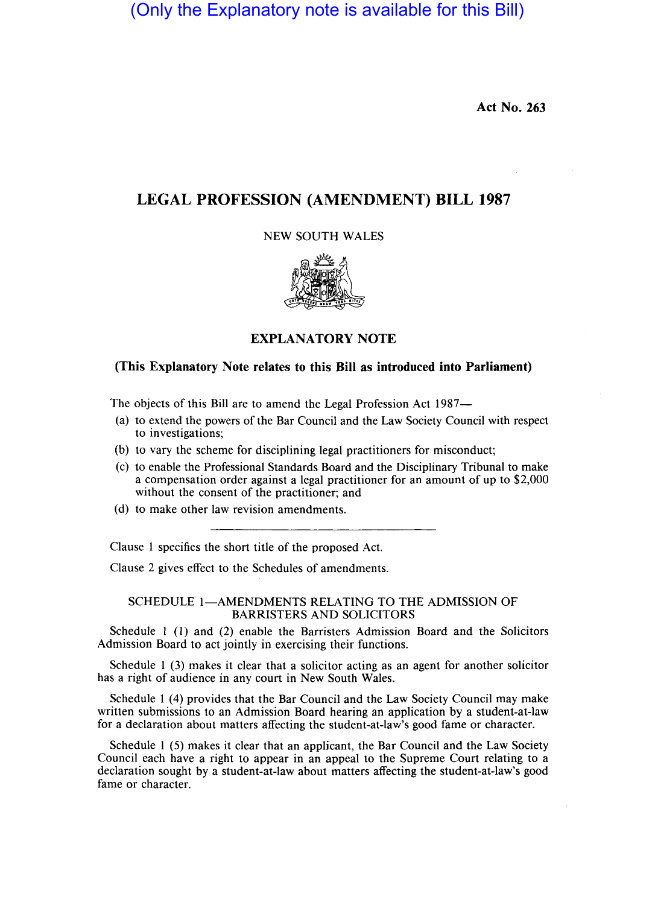(Only the Explanatory note is available for this Bill)

**Act No. 263**

# LEGAL PROFESSION (AMENDMENT) BILL 1987

NEW SOUTH WALES

## EXPLANATORY NOTE

**(This Explanatory Note relates to this Bill as introduced into Parliament)**

The objects of this Bill are to amend the Legal Profession Act 1987—

(a) to extend the powers of the Bar Council and the Law Society Council with respect to investigations;

(b) to vary the scheme for disciplining legal practitioners for misconduct;

(c) to enable the Professional Standards Board and the Disciplinary Tribunal to make a compensation order against a legal practitioner for an amount of up to $2,000 without the consent of the practitioner; and

(d) to make other law revision amendments.

---

Clause 1 specifies the short title of the proposed Act.

Clause 2 gives effect to the Schedules of amendments.

### SCHEDULE 1—AMENDMENTS RELATING TO THE ADMISSION OF BARRISTERS AND SOLICITORS

Schedule 1 (1) and (2) enable the Barristers Admission Board and the Solicitors Admission Board to act jointly in exercising their functions.

Schedule 1 (3) makes it clear that a solicitor acting as an agent for another solicitor has a right of audience in any court in New South Wales.

Schedule 1 (4) provides that the Bar Council and the Law Society Council may make written submissions to an Admission Board hearing an application by a student-at-law for a declaration about matters affecting the student-at-law's good fame or character.

Schedule 1 (5) makes it clear that an applicant, the Bar Council and the Law Society Council each have a right to appear in an appeal to the Supreme Court relating to a declaration sought by a student-at-law about matters affecting the student-at-law's good fame or character.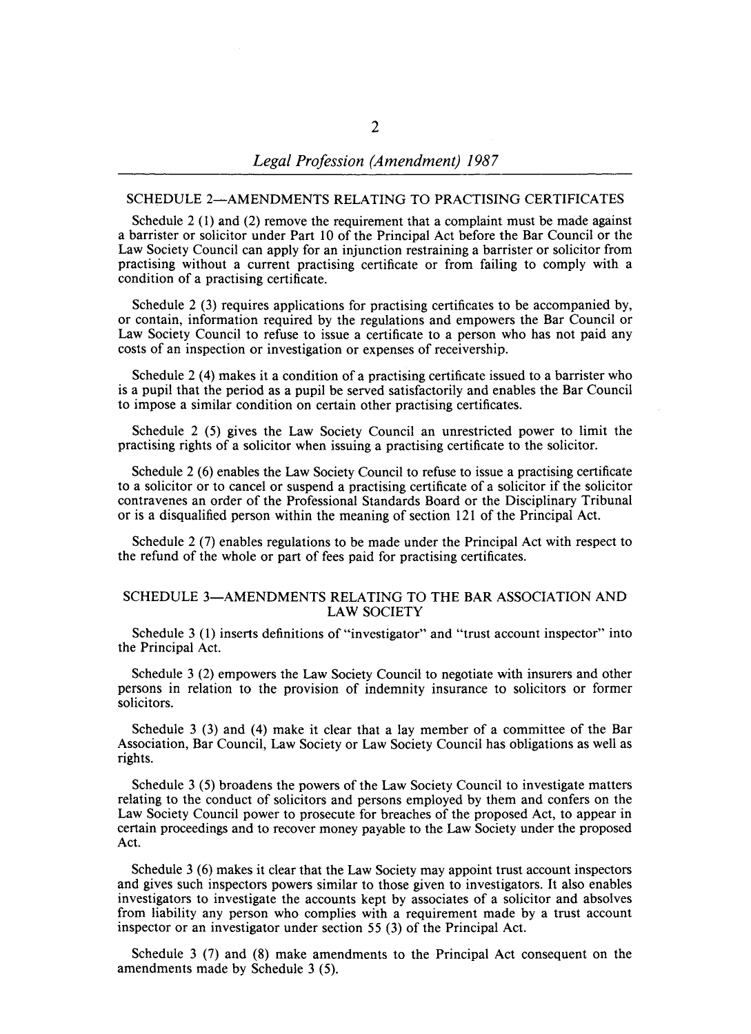## SCHEDULE 2—AMENDMENTS RELATING TO PRACTISING CERTIFICATES

Schedule 2 (1) and (2) remove the requirement that a complaint must be made against a barrister or solicitor under Part 10 of the Principal Act before the Bar Council or the Law Society Council can apply for an injunction restraining a barrister or solicitor from practising without a current practising certificate or from failing to comply with a condition of a practising certificate.

Schedule 2 (3) requires applications for practising certificates to be accompanied by, or contain, information required by the regulations and empowers the Bar Council or Law Society Council to refuse to issue a certificate to a person who has not paid any costs of an inspection or investigation or expenses of receivership.

Schedule 2 (4) makes it a condition of a practising certificate issued to a barrister who is a pupil that the period as a pupil be served satisfactorily and enables the Bar Council to impose a similar condition on certain other practising certificates.

Schedule 2 (5) gives the Law Society Council an unrestricted power to limit the practising rights of a solicitor when issuing a practising certificate to the solicitor.

Schedule 2 (6) enables the Law Society Council to refuse to issue a practising certificate to a solicitor or to cancel or suspend a practising certificate of a solicitor if the solicitor contravenes an order of the Professional Standards Board or the Disciplinary Tribunal or is a disqualified person within the meaning of section 121 of the Principal Act.

Schedule 2 (7) enables regulations to be made under the Principal Act with respect to the refund of the whole or part of fees paid for practising certificates.

## SCHEDULE 3—AMENDMENTS RELATING TO THE BAR ASSOCIATION AND LAW SOCIETY

Schedule 3 (1) inserts definitions of "investigator" and "trust account inspector" into the Principal Act.

Schedule 3 (2) empowers the Law Society Council to negotiate with insurers and other persons in relation to the provision of indemnity insurance to solicitors or former solicitors.

Schedule 3 (3) and (4) make it clear that a lay member of a committee of the Bar Association, Bar Council, Law Society or Law Society Council has obligations as well as rights.

Schedule 3 (5) broadens the powers of the Law Society Council to investigate matters relating to the conduct of solicitors and persons employed by them and confers on the Law Society Council power to prosecute for breaches of the proposed Act, to appear in certain proceedings and to recover money payable to the Law Society under the proposed Act.

Schedule 3 (6) makes it clear that the Law Society may appoint trust account inspectors and gives such inspectors powers similar to those given to investigators. It also enables investigators to investigate the accounts kept by associates of a solicitor and absolves from liability any person who complies with a requirement made by a trust account inspector or an investigator under section 55 (3) of the Principal Act.

Schedule 3 (7) and (8) make amendments to the Principal Act consequent on the amendments made by Schedule 3 (5).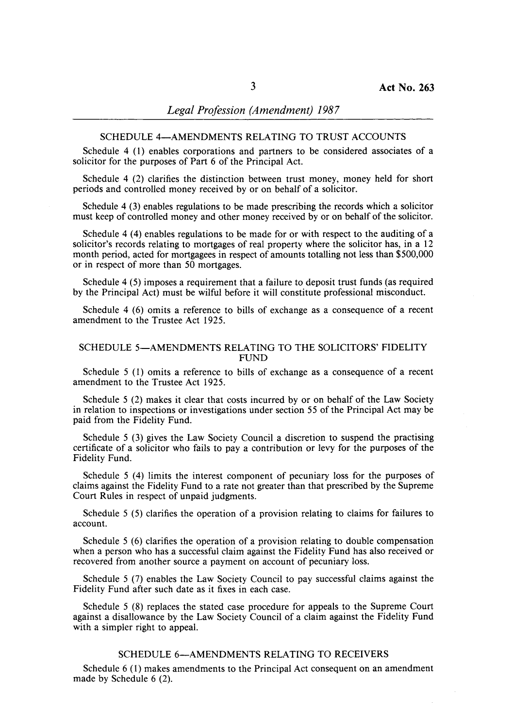## SCHEDULE 4—AMENDMENTS RELATING TO TRUST ACCOUNTS

Schedule 4 (1) enables corporations and partners to be considered associates of a solicitor for the purposes of Part 6 of the Principal Act.

Schedule 4 (2) clarifies the distinction between trust money, money held for short periods and controlled money received by or on behalf of a solicitor.

Schedule 4 (3) enables regulations to be made prescribing the records which a solicitor must keep of controlled money and other money received by or on behalf of the solicitor.

Schedule 4 (4) enables regulations to be made for or with respect to the auditing of a solicitor's records relating to mortgages of real property where the solicitor has, in a 12 month period, acted for mortgagees in respect of amounts totalling not less than $500,000 or in respect of more than 50 mortgages.

Schedule 4 (5) imposes a requirement that a failure to deposit trust funds (as required by the Principal Act) must be wilful before it will constitute professional misconduct.

Schedule 4 (6) omits a reference to bills of exchange as a consequence of a recent amendment to the Trustee Act 1925.

## SCHEDULE 5—AMENDMENTS RELATING TO THE SOLICITORS' FIDELITY FUND

Schedule 5 (1) omits a reference to bills of exchange as a consequence of a recent amendment to the Trustee Act 1925.

Schedule 5 (2) makes it clear that costs incurred by or on behalf of the Law Society in relation to inspections or investigations under section 55 of the Principal Act may be paid from the Fidelity Fund.

Schedule 5 (3) gives the Law Society Council a discretion to suspend the practising certificate of a solicitor who fails to pay a contribution or levy for the purposes of the Fidelity Fund.

Schedule 5 (4) limits the interest component of pecuniary loss for the purposes of claims against the Fidelity Fund to a rate not greater than that prescribed by the Supreme Court Rules in respect of unpaid judgments.

Schedule 5 (5) clarifies the operation of a provision relating to claims for failures to account.

Schedule 5 (6) clarifies the operation of a provision relating to double compensation when a person who has a successful claim against the Fidelity Fund has also received or recovered from another source a payment on account of pecuniary loss.

Schedule 5 (7) enables the Law Society Council to pay successful claims against the Fidelity Fund after such date as it fixes in each case.

Schedule 5 (8) replaces the stated case procedure for appeals to the Supreme Court against a disallowance by the Law Society Council of a claim against the Fidelity Fund with a simpler right to appeal.

## SCHEDULE 6—AMENDMENTS RELATING TO RECEIVERS

Schedule 6 (1) makes amendments to the Principal Act consequent on an amendment made by Schedule 6 (2).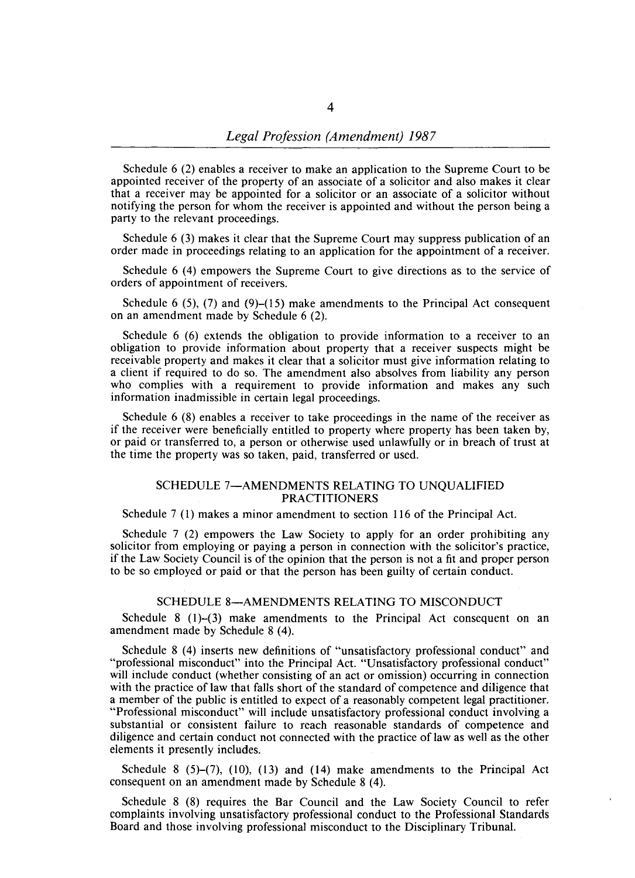Schedule 6 (2) enables a receiver to make an application to the Supreme Court to be appointed receiver of the property of an associate of a solicitor and also makes it clear that a receiver may be appointed for a solicitor or an associate of a solicitor without notifying the person for whom the receiver is appointed and without the person being a party to the relevant proceedings.

Schedule 6 (3) makes it clear that the Supreme Court may suppress publication of an order made in proceedings relating to an application for the appointment of a receiver.

Schedule 6 (4) empowers the Supreme Court to give directions as to the service of orders of appointment of receivers.

Schedule 6 (5), (7) and (9)–(15) make amendments to the Principal Act consequent on an amendment made by Schedule 6 (2).

Schedule 6 (6) extends the obligation to provide information to a receiver to an obligation to provide information about property that a receiver suspects might be receivable property and makes it clear that a solicitor must give information relating to a client if required to do so. The amendment also absolves from liability any person who complies with a requirement to provide information and makes any such information inadmissible in certain legal proceedings.

Schedule 6 (8) enables a receiver to take proceedings in the name of the receiver as if the receiver were beneficially entitled to property where property has been taken by, or paid or transferred to, a person or otherwise used unlawfully or in breach of trust at the time the property was so taken, paid, transferred or used.

## SCHEDULE 7—AMENDMENTS RELATING TO UNQUALIFIED PRACTITIONERS

Schedule 7 (1) makes a minor amendment to section 116 of the Principal Act.

Schedule 7 (2) empowers the Law Society to apply for an order prohibiting any solicitor from employing or paying a person in connection with the solicitor's practice, if the Law Society Council is of the opinion that the person is not a fit and proper person to be so employed or paid or that the person has been guilty of certain conduct.

## SCHEDULE 8—AMENDMENTS RELATING TO MISCONDUCT

Schedule 8 (1)–(3) make amendments to the Principal Act consequent on an amendment made by Schedule 8 (4).

Schedule 8 (4) inserts new definitions of "unsatisfactory professional conduct" and "professional misconduct" into the Principal Act. "Unsatisfactory professional conduct" will include conduct (whether consisting of an act or omission) occurring in connection with the practice of law that falls short of the standard of competence and diligence that a member of the public is entitled to expect of a reasonably competent legal practitioner. "Professional misconduct" will include unsatisfactory professional conduct involving a substantial or consistent failure to reach reasonable standards of competence and diligence and certain conduct not connected with the practice of law as well as the other elements it presently includes.

Schedule 8 (5)–(7), (10), (13) and (14) make amendments to the Principal Act consequent on an amendment made by Schedule 8 (4).

Schedule 8 (8) requires the Bar Council and the Law Society Council to refer complaints involving unsatisfactory professional conduct to the Professional Standards Board and those involving professional misconduct to the Disciplinary Tribunal.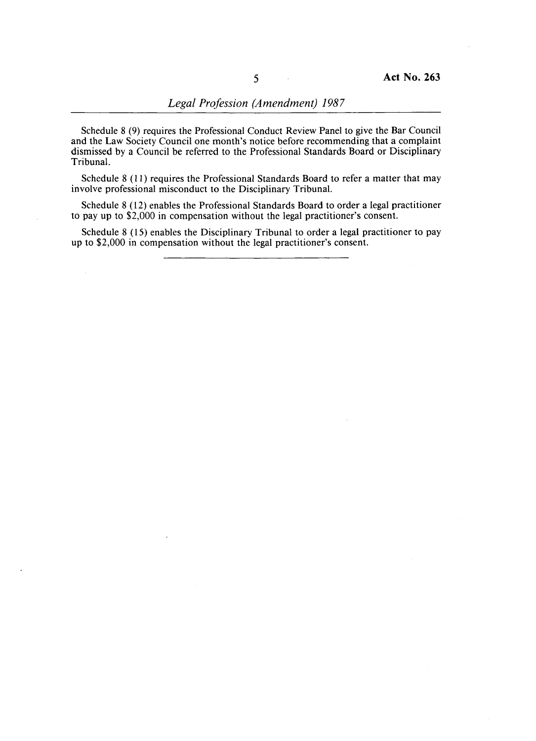Schedule 8 (9) requires the Professional Conduct Review Panel to give the Bar Council and the Law Society Council one month's notice before recommending that a complaint dismissed by a Council be referred to the Professional Standards Board or Disciplinary Tribunal.

Schedule 8 (11) requires the Professional Standards Board to refer a matter that may involve professional misconduct to the Disciplinary Tribunal.

Schedule 8 (12) enables the Professional Standards Board to order a legal practitioner to pay up to $2,000 in compensation without the legal practitioner's consent.

Schedule 8 (15) enables the Disciplinary Tribunal to order a legal practitioner to pay up to $2,000 in compensation without the legal practitioner's consent.